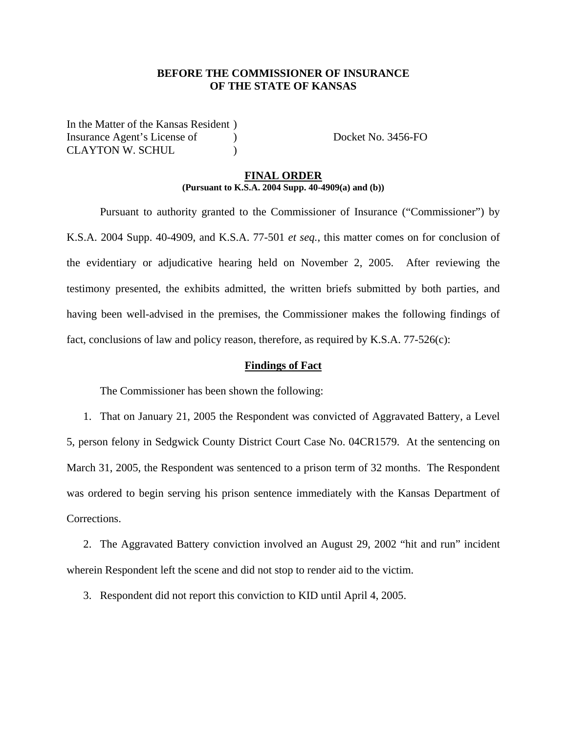**BEFORE THE COMMISSIONER OF INSURANCE**
**OF THE STATE OF KANSAS**

In the Matter of the Kansas Resident )
Insurance Agent's License of )
CLAYTON W. SCHUL )

Docket No. 3456-FO

**FINAL ORDER**
**(Pursuant to K.S.A. 2004 Supp. 40-4909(a) and (b))**

Pursuant to authority granted to the Commissioner of Insurance ("Commissioner") by K.S.A. 2004 Supp. 40-4909, and K.S.A. 77-501 *et seq.*, this matter comes on for conclusion of the evidentiary or adjudicative hearing held on November 2, 2005. After reviewing the testimony presented, the exhibits admitted, the written briefs submitted by both parties, and having been well-advised in the premises, the Commissioner makes the following findings of fact, conclusions of law and policy reason, therefore, as required by K.S.A. 77-526(c):

**Findings of Fact**

The Commissioner has been shown the following:

1. That on January 21, 2005 the Respondent was convicted of Aggravated Battery, a Level 5, person felony in Sedgwick County District Court Case No. 04CR1579. At the sentencing on March 31, 2005, the Respondent was sentenced to a prison term of 32 months. The Respondent was ordered to begin serving his prison sentence immediately with the Kansas Department of Corrections.

2. The Aggravated Battery conviction involved an August 29, 2002 "hit and run" incident wherein Respondent left the scene and did not stop to render aid to the victim.

3. Respondent did not report this conviction to KID until April 4, 2005.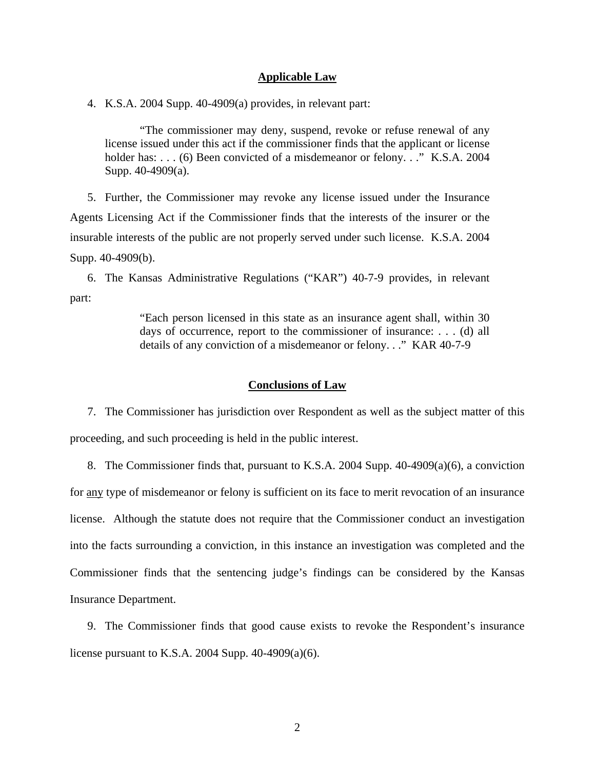## Applicable Law

4. K.S.A. 2004 Supp. 40-4909(a) provides, in relevant part:

> "The commissioner may deny, suspend, revoke or refuse renewal of any license issued under this act if the commissioner finds that the applicant or license holder has: . . . (6) Been convicted of a misdemeanor or felony. . ." K.S.A. 2004 Supp. 40-4909(a).

5. Further, the Commissioner may revoke any license issued under the Insurance Agents Licensing Act if the Commissioner finds that the interests of the insurer or the insurable interests of the public are not properly served under such license. K.S.A. 2004 Supp. 40-4909(b).

6. The Kansas Administrative Regulations ("KAR") 40-7-9 provides, in relevant part:

> "Each person licensed in this state as an insurance agent shall, within 30 days of occurrence, report to the commissioner of insurance: . . . (d) all details of any conviction of a misdemeanor or felony. . ." KAR 40-7-9

## Conclusions of Law

7. The Commissioner has jurisdiction over Respondent as well as the subject matter of this proceeding, and such proceeding is held in the public interest.

8. The Commissioner finds that, pursuant to K.S.A. 2004 Supp. 40-4909(a)(6), a conviction for <u>any</u> type of misdemeanor or felony is sufficient on its face to merit revocation of an insurance license. Although the statute does not require that the Commissioner conduct an investigation into the facts surrounding a conviction, in this instance an investigation was completed and the Commissioner finds that the sentencing judge's findings can be considered by the Kansas Insurance Department.

9. The Commissioner finds that good cause exists to revoke the Respondent's insurance license pursuant to K.S.A. 2004 Supp. 40-4909(a)(6).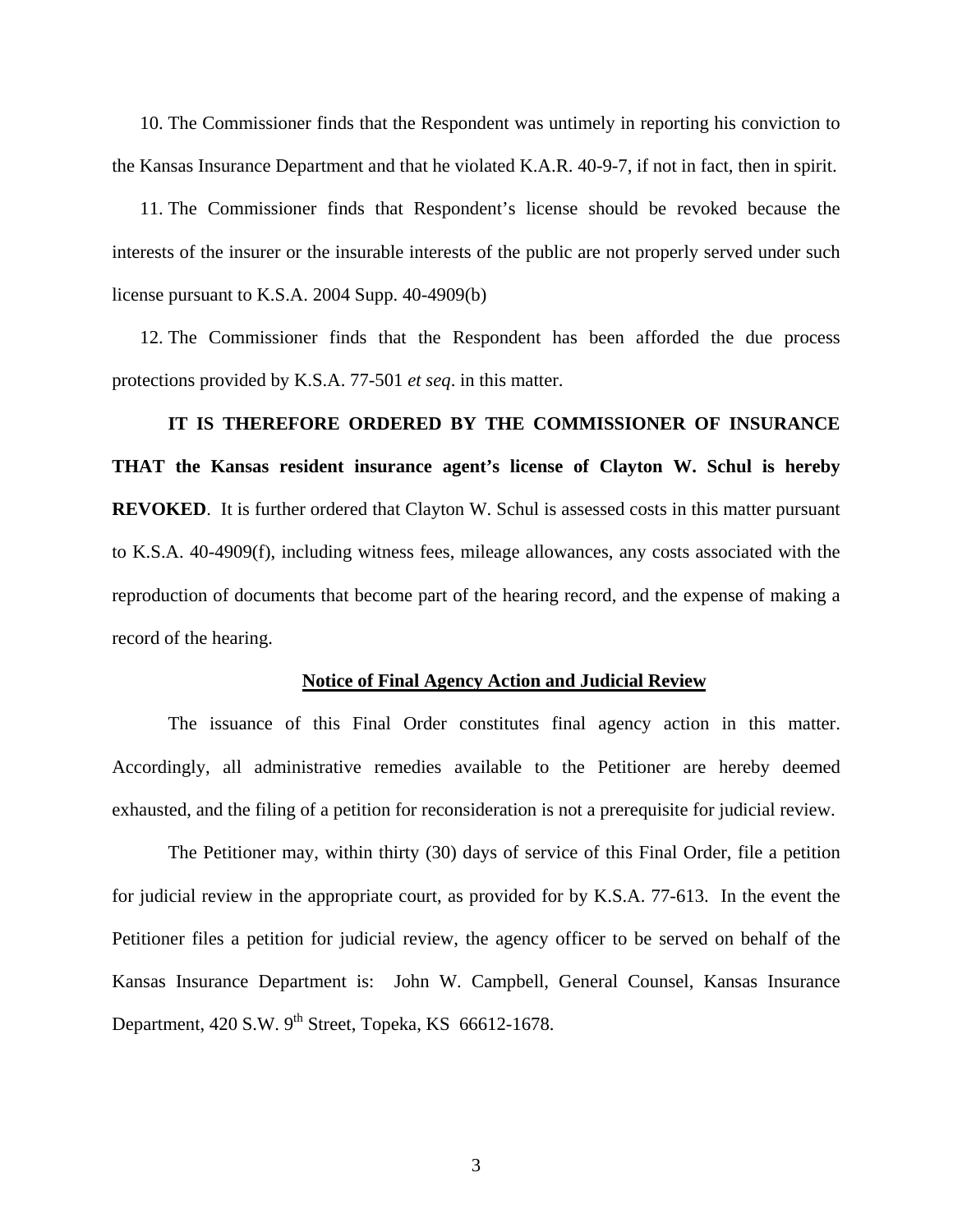10. The Commissioner finds that the Respondent was untimely in reporting his conviction to the Kansas Insurance Department and that he violated K.A.R. 40-9-7, if not in fact, then in spirit.

11. The Commissioner finds that Respondent's license should be revoked because the interests of the insurer or the insurable interests of the public are not properly served under such license pursuant to K.S.A. 2004 Supp. 40-4909(b)

12. The Commissioner finds that the Respondent has been afforded the due process protections provided by K.S.A. 77-501 *et seq*. in this matter.

**IT IS THEREFORE ORDERED BY THE COMMISSIONER OF INSURANCE THAT the Kansas resident insurance agent's license of Clayton W. Schul is hereby REVOKED**. It is further ordered that Clayton W. Schul is assessed costs in this matter pursuant to K.S.A. 40-4909(f), including witness fees, mileage allowances, any costs associated with the reproduction of documents that become part of the hearing record, and the expense of making a record of the hearing.

**Notice of Final Agency Action and Judicial Review**

The issuance of this Final Order constitutes final agency action in this matter. Accordingly, all administrative remedies available to the Petitioner are hereby deemed exhausted, and the filing of a petition for reconsideration is not a prerequisite for judicial review.

The Petitioner may, within thirty (30) days of service of this Final Order, file a petition for judicial review in the appropriate court, as provided for by K.S.A. 77-613. In the event the Petitioner files a petition for judicial review, the agency officer to be served on behalf of the Kansas Insurance Department is: John W. Campbell, General Counsel, Kansas Insurance Department, 420 S.W. 9th Street, Topeka, KS 66612-1678.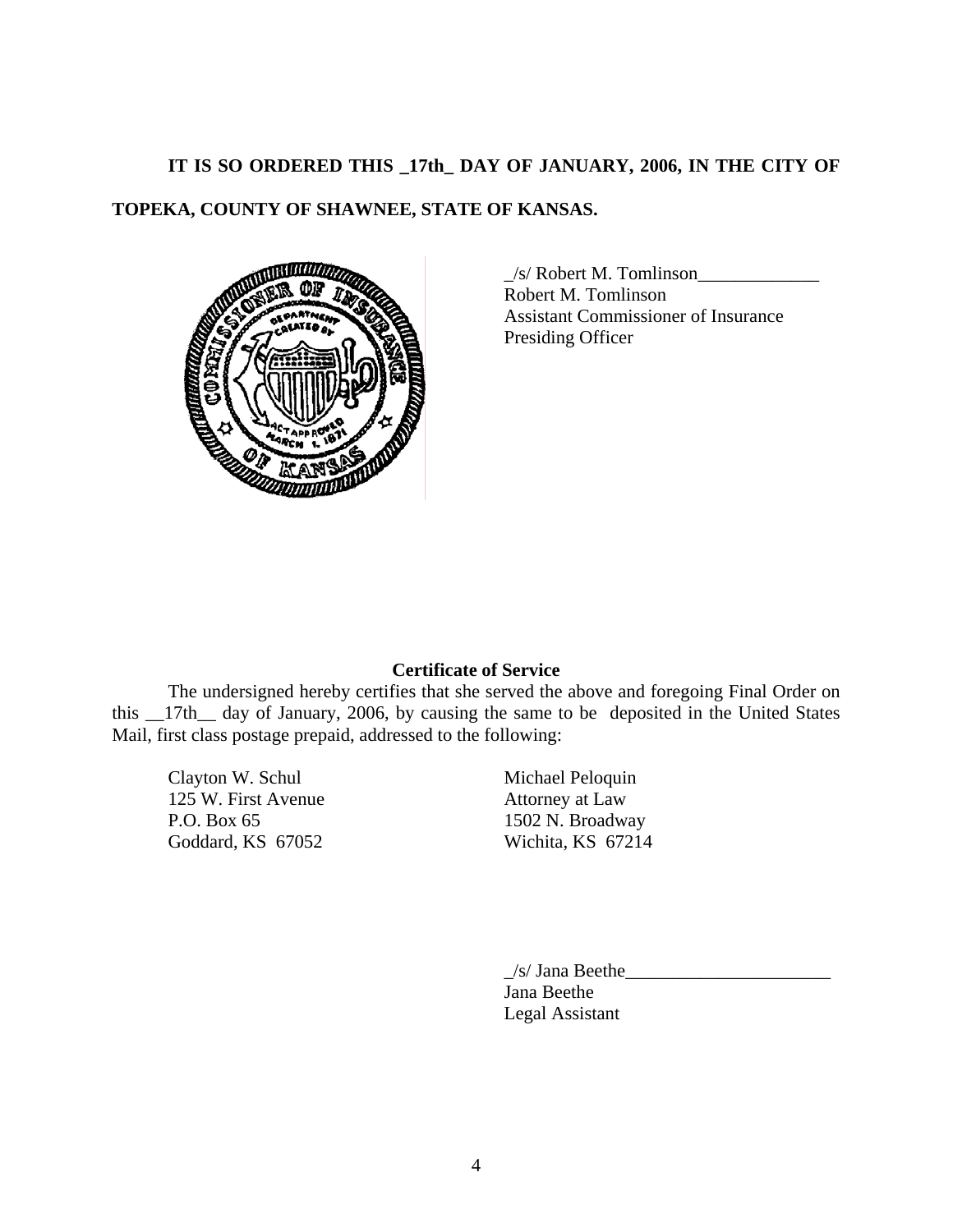**IT IS SO ORDERED THIS _17th_ DAY OF JANUARY, 2006, IN THE CITY OF TOPEKA, COUNTY OF SHAWNEE, STATE OF KANSAS.**

_/s/ Robert M. Tomlinson_____________
Robert M. Tomlinson
Assistant Commissioner of Insurance
Presiding Officer

**Certificate of Service**

The undersigned hereby certifies that she served the above and foregoing Final Order on this __17th__ day of January, 2006, by causing the same to be deposited in the United States Mail, first class postage prepaid, addressed to the following:

Clayton W. Schul
125 W. First Avenue
P.O. Box 65
Goddard, KS 67052

Michael Peloquin
Attorney at Law
1502 N. Broadway
Wichita, KS 67214

_/s/ Jana Beethe______________________
Jana Beethe
Legal Assistant